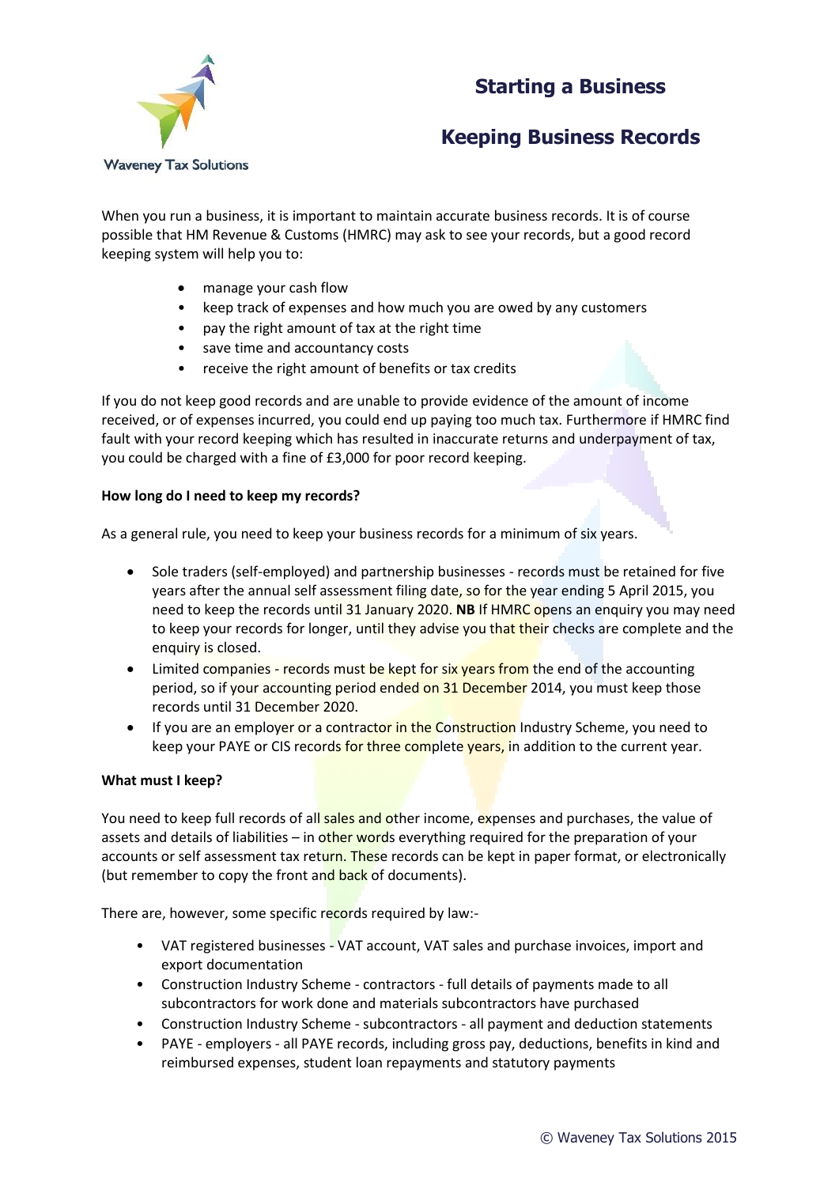Waveney Tax Solutions

# Starting a Business

## Keeping Business Records

When you run a business, it is important to maintain accurate business records. It is of course possible that HM Revenue & Customs (HMRC) may ask to see your records, but a good record keeping system will help you to:

- manage your cash flow
- keep track of expenses and how much you are owed by any customers
- pay the right amount of tax at the right time
- save time and accountancy costs
- receive the right amount of benefits or tax credits

If you do not keep good records and are unable to provide evidence of the amount of income received, or of expenses incurred, you could end up paying too much tax. Furthermore if HMRC find fault with your record keeping which has resulted in inaccurate returns and underpayment of tax, you could be charged with a fine of £3,000 for poor record keeping.

**How long do I need to keep my records?**

As a general rule, you need to keep your business records for a minimum of six years.

- Sole traders (self-employed) and partnership businesses - records must be retained for five years after the annual self assessment filing date, so for the year ending 5 April 2015, you need to keep the records until 31 January 2020. **NB** If HMRC opens an enquiry you may need to keep your records for longer, until they advise you that their checks are complete and the enquiry is closed.
- Limited companies - records must be kept for six years from the end of the accounting period, so if your accounting period ended on 31 December 2014, you must keep those records until 31 December 2020.
- If you are an employer or a contractor in the Construction Industry Scheme, you need to keep your PAYE or CIS records for three complete years, in addition to the current year.

**What must I keep?**

You need to keep full records of all sales and other income, expenses and purchases, the value of assets and details of liabilities – in other words everything required for the preparation of your accounts or self assessment tax return. These records can be kept in paper format, or electronically (but remember to copy the front and back of documents).

There are, however, some specific records required by law:-

- VAT registered businesses - VAT account, VAT sales and purchase invoices, import and export documentation
- Construction Industry Scheme - contractors - full details of payments made to all subcontractors for work done and materials subcontractors have purchased
- Construction Industry Scheme - subcontractors - all payment and deduction statements
- PAYE - employers - all PAYE records, including gross pay, deductions, benefits in kind and reimbursed expenses, student loan repayments and statutory payments

© Waveney Tax Solutions 2015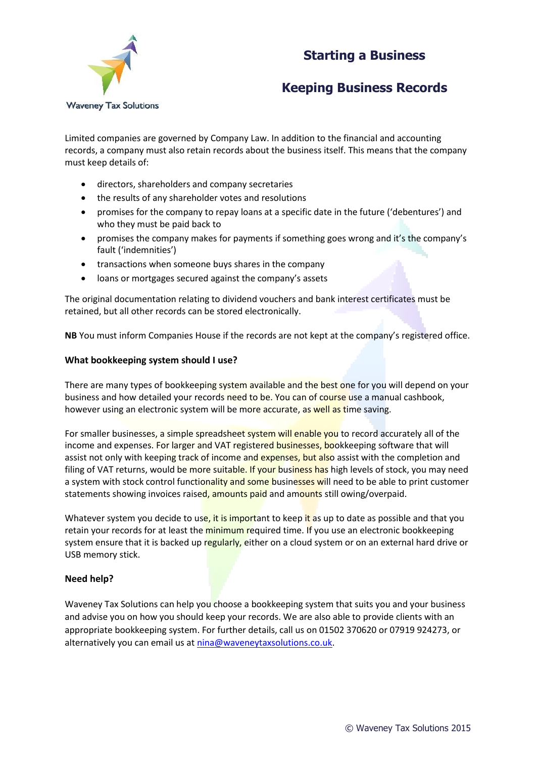Waveney Tax Solutions

# Starting a Business

# Keeping Business Records

Limited companies are governed by Company Law. In addition to the financial and accounting records, a company must also retain records about the business itself. This means that the company must keep details of:

- directors, shareholders and company secretaries
- the results of any shareholder votes and resolutions
- promises for the company to repay loans at a specific date in the future ('debentures') and who they must be paid back to
- promises the company makes for payments if something goes wrong and it's the company's fault ('indemnities')
- transactions when someone buys shares in the company
- loans or mortgages secured against the company's assets

The original documentation relating to dividend vouchers and bank interest certificates must be retained, but all other records can be stored electronically.

**NB** You must inform Companies House if the records are not kept at the company's registered office.

**What bookkeeping system should I use?**

There are many types of bookkeeping system available and the best one for you will depend on your business and how detailed your records need to be. You can of course use a manual cashbook, however using an electronic system will be more accurate, as well as time saving.

For smaller businesses, a simple spreadsheet system will enable you to record accurately all of the income and expenses. For larger and VAT registered businesses, bookkeeping software that will assist not only with keeping track of income and expenses, but also assist with the completion and filing of VAT returns, would be more suitable. If your business has high levels of stock, you may need a system with stock control functionality and some businesses will need to be able to print customer statements showing invoices raised, amounts paid and amounts still owing/overpaid.

Whatever system you decide to use, it is important to keep it as up to date as possible and that you retain your records for at least the minimum required time. If you use an electronic bookkeeping system ensure that it is backed up regularly, either on a cloud system or on an external hard drive or USB memory stick.

**Need help?**

Waveney Tax Solutions can help you choose a bookkeeping system that suits you and your business and advise you on how you should keep your records. We are also able to provide clients with an appropriate bookkeeping system. For further details, call us on 01502 370620 or 07919 924273, or alternatively you can email us at nina@waveneytaxsolutions.co.uk.

© Waveney Tax Solutions 2015